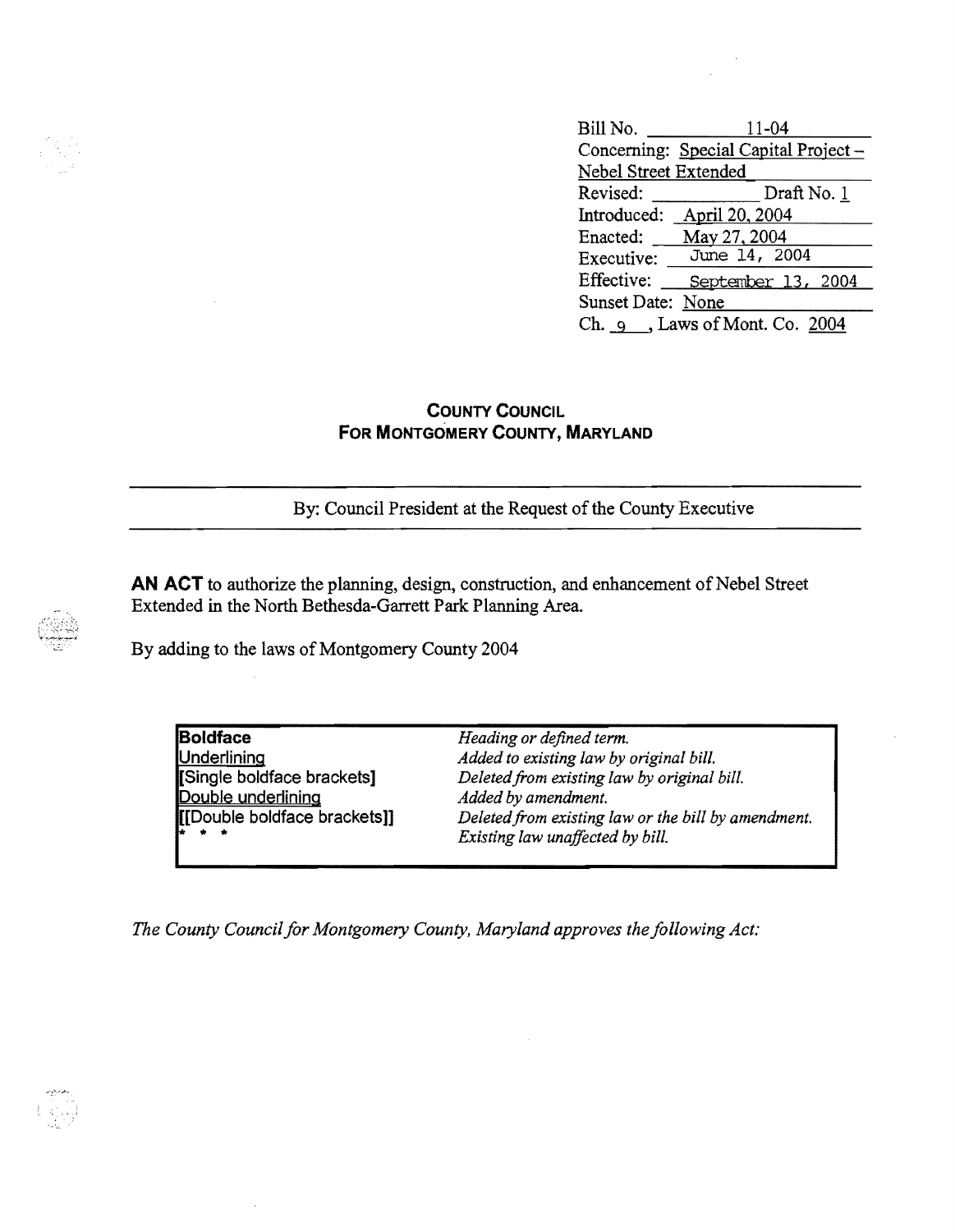Bill No. 11-04
Concerning: Special Capital Project – Nebel Street Extended
Revised: __________ Draft No. 1
Introduced: April 20, 2004
Enacted: May 27, 2004
Executive: June 14, 2004
Effective: September 13, 2004
Sunset Date: None
Ch. 9, Laws of Mont. Co. 2004

## COUNTY COUNCIL
## FOR MONTGOMERY COUNTY, MARYLAND

By: Council President at the Request of the County Executive

**AN ACT** to authorize the planning, design, construction, and enhancement of Nebel Street Extended in the North Bethesda-Garrett Park Planning Area.

By adding to the laws of Montgomery County 2004

| | |
|---|---|
| **Boldface** | *Heading or defined term.* |
| Underlining | *Added to existing law by original bill.* |
| [Single boldface brackets] | *Deleted from existing law by original bill.* |
| Double underlining | *Added by amendment.* |
| [[Double boldface brackets]] | *Deleted from existing law or the bill by amendment.* |
| * * * | *Existing law unaffected by bill.* |

*The County Council for Montgomery County, Maryland approves the following Act:*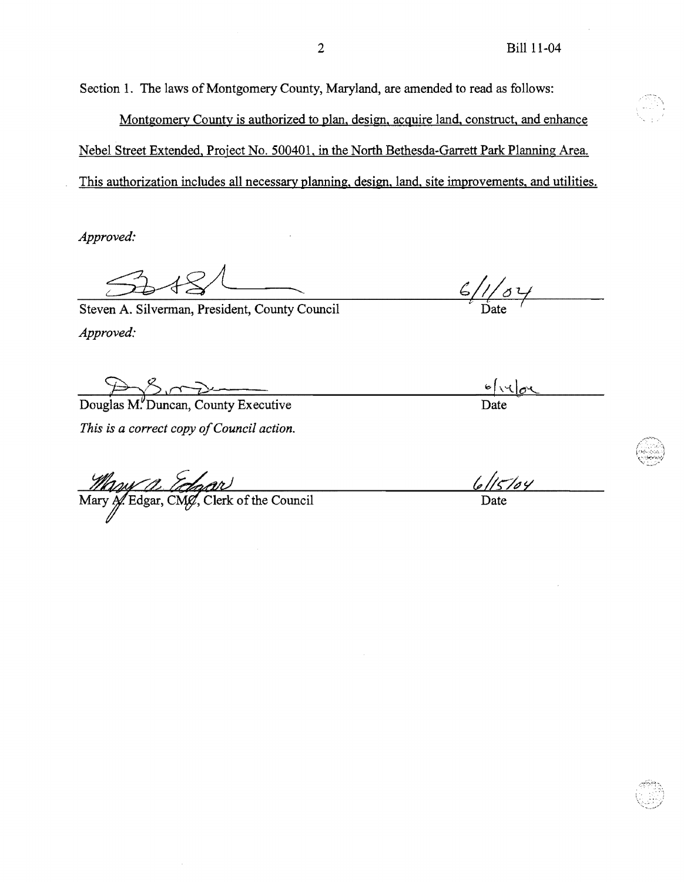Section 1. The laws of Montgomery County, Maryland, are amended to read as follows:

Montgomery County is authorized to plan, design, acquire land, construct, and enhance Nebel Street Extended, Project No. 500401, in the North Bethesda-Garrett Park Planning Area. This authorization includes all necessary planning, design, land, site improvements, and utilities.

*Approved:*

Steven A. Silverman, President, County Council — Date: 6/1/04

*Approved:*

Douglas M. Duncan, County Executive — Date: 6/14/04

*This is a correct copy of Council action.*

Mary A. Edgar, CMC, Clerk of the Council — Date: 6/15/04